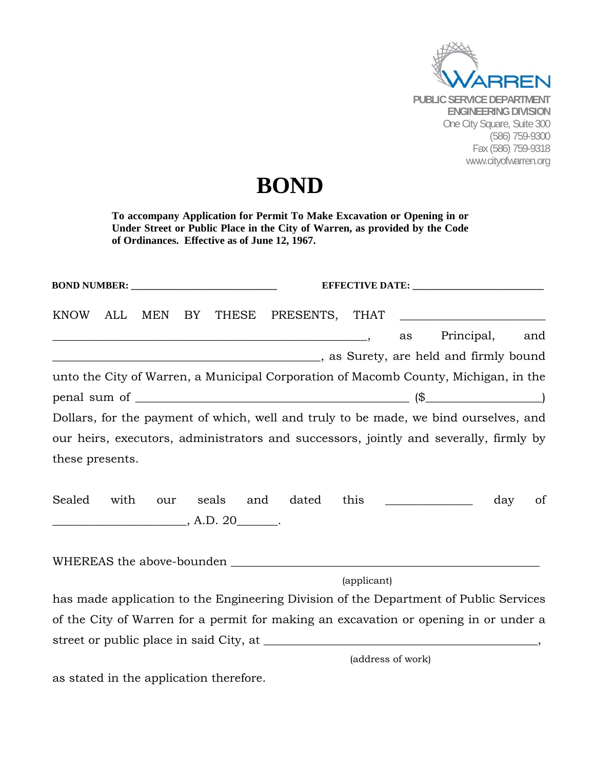WARREN

PUBLIC SERVICE DEPARTMENT
ENGINEERING DIVISION
One City Square, Suite 300
(586) 759-9300
Fax (586) 759-9318
www.cityofwarren.org

# BOND

**To accompany Application for Permit To Make Excavation or Opening in or Under Street or Public Place in the City of Warren, as provided by the Code of Ordinances. Effective as of June 12, 1967.**

**BOND NUMBER: ____________________________** **EFFECTIVE DATE: __________________________**

KNOW ALL MEN BY THESE PRESENTS, THAT ________________________ _______________________________________________________, as Principal, and ______________________________________________, as Surety, are held and firmly bound unto the City of Warren, a Municipal Corporation of Macomb County, Michigan, in the penal sum of _______________________________________________ ($___________________) Dollars, for the payment of which, well and truly to be made, we bind ourselves, and our heirs, executors, administrators and successors, jointly and severally, firmly by these presents.

Sealed with our seals and dated this ______________ day of ______________________, A.D. 20_______.

WHEREAS the above-bounden ______________________________________________________
(applicant)
has made application to the Engineering Division of the Department of Public Services of the City of Warren for a permit for making an excavation or opening in or under a street or public place in said City, at ________________________________________________,
(address of work)
as stated in the application therefore.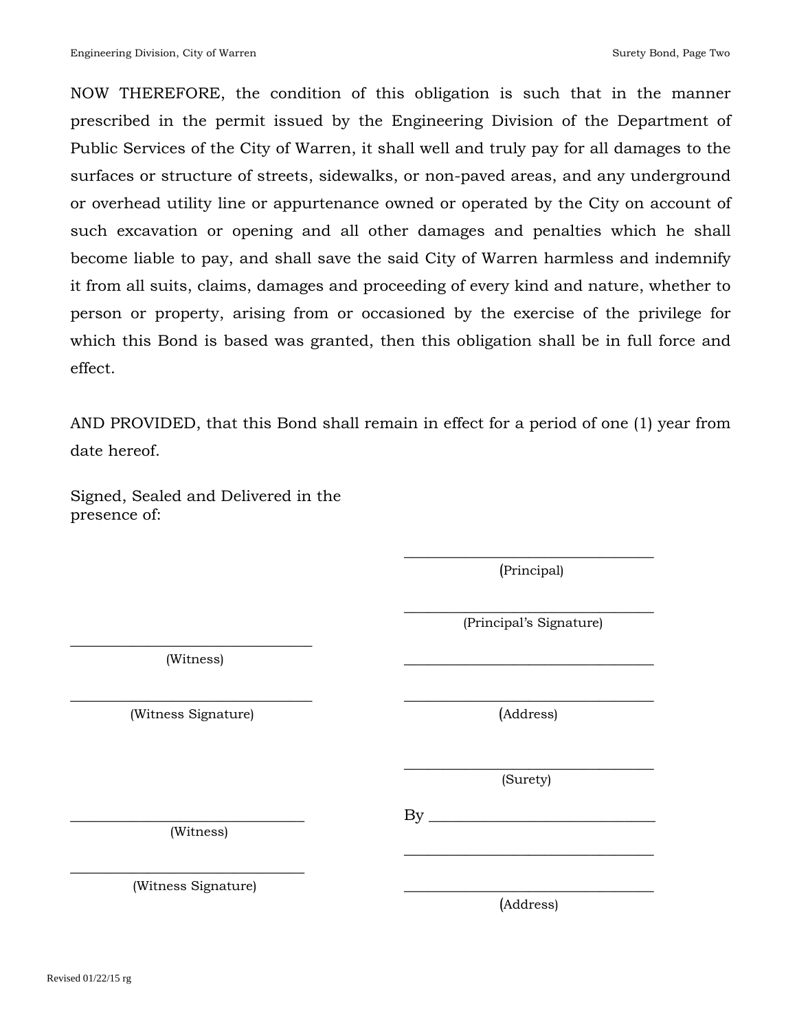NOW THEREFORE, the condition of this obligation is such that in the manner prescribed in the permit issued by the Engineering Division of the Department of Public Services of the City of Warren, it shall well and truly pay for all damages to the surfaces or structure of streets, sidewalks, or non-paved areas, and any underground or overhead utility line or appurtenance owned or operated by the City on account of such excavation or opening and all other damages and penalties which he shall become liable to pay, and shall save the said City of Warren harmless and indemnify it from all suits, claims, damages and proceeding of every kind and nature, whether to person or property, arising from or occasioned by the exercise of the privilege for which this Bond is based was granted, then this obligation shall be in full force and effect.

AND PROVIDED, that this Bond shall remain in effect for a period of one (1) year from date hereof.

Signed, Sealed and Delivered in the presence of:

| | |
|---|---|
| | \_\_\_\_\_\_\_\_\_\_\_\_\_\_\_\_\_\_\_\_\_\_\_\_\_\_\_\_\_\_ (Principal) |
| | \_\_\_\_\_\_\_\_\_\_\_\_\_\_\_\_\_\_\_\_\_\_\_\_\_\_\_\_\_\_ (Principal's Signature) |
| \_\_\_\_\_\_\_\_\_\_\_\_\_\_\_\_\_\_\_\_\_\_\_\_\_\_\_\_\_\_ (Witness) | \_\_\_\_\_\_\_\_\_\_\_\_\_\_\_\_\_\_\_\_\_\_\_\_\_\_\_\_\_\_ |
| \_\_\_\_\_\_\_\_\_\_\_\_\_\_\_\_\_\_\_\_\_\_\_\_\_\_\_\_\_\_ (Witness Signature) | \_\_\_\_\_\_\_\_\_\_\_\_\_\_\_\_\_\_\_\_\_\_\_\_\_\_\_\_\_\_ (Address) |
| | \_\_\_\_\_\_\_\_\_\_\_\_\_\_\_\_\_\_\_\_\_\_\_\_\_\_\_\_\_\_ (Surety) |
| \_\_\_\_\_\_\_\_\_\_\_\_\_\_\_\_\_\_\_\_\_\_\_\_\_\_\_\_\_\_ (Witness) | By \_\_\_\_\_\_\_\_\_\_\_\_\_\_\_\_\_\_\_\_\_\_\_\_\_\_\_\_\_\_ |
| | \_\_\_\_\_\_\_\_\_\_\_\_\_\_\_\_\_\_\_\_\_\_\_\_\_\_\_\_\_\_ |
| \_\_\_\_\_\_\_\_\_\_\_\_\_\_\_\_\_\_\_\_\_\_\_\_\_\_\_\_\_\_ (Witness Signature) | \_\_\_\_\_\_\_\_\_\_\_\_\_\_\_\_\_\_\_\_\_\_\_\_\_\_\_\_\_\_ (Address) |

Revised 01/22/15 rg